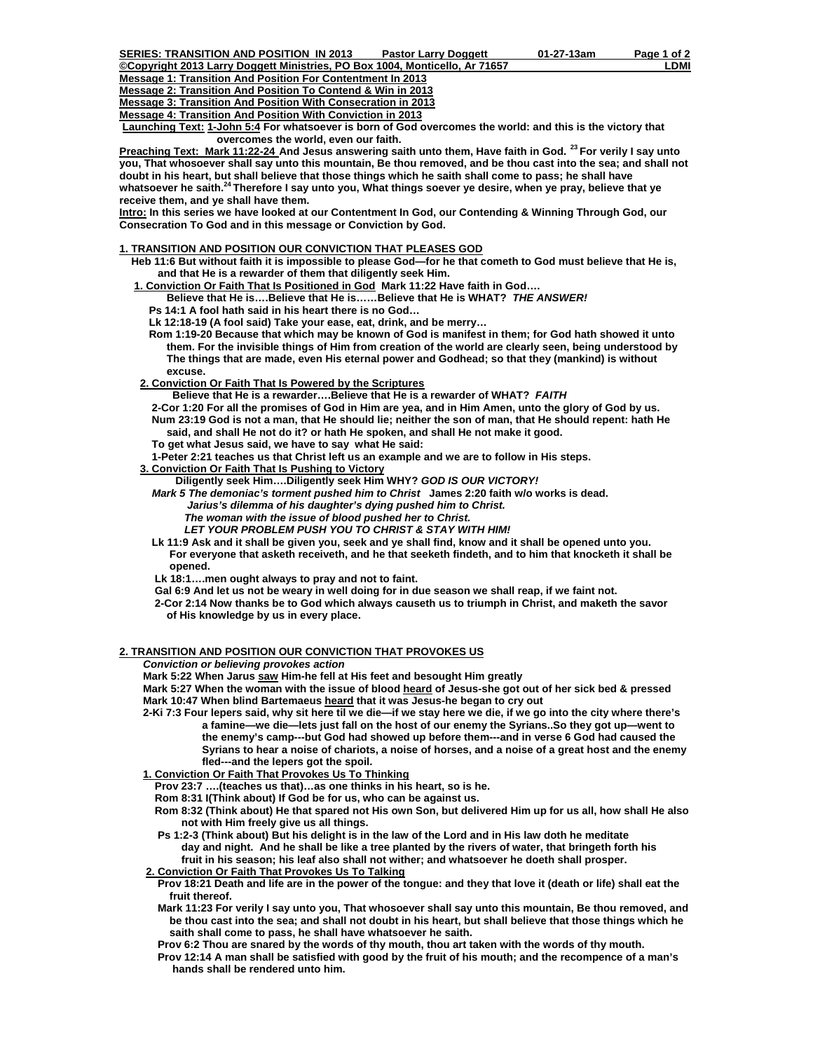**SERIES: TRANSITION AND POSITION IN 2013 Pastor Larry Doggett 01-27-13am**

**©Copyright 2013 Larry Doggett Ministries, PO Box 1004, Monticello, Ar 71657 LDMI**

**Message 1: Transition And Position For Contentment In 2013**

**Message 2: Transition And Position To Contend & Win in 2013**

**Message 3: Transition And Position With Consecration in 2013**

**Message 4: Transition And Position With Conviction in 2013**

**Launching Text: 1-John 5:4 For whatsoever is born of God overcomes the world: and this is the victory that overcomes the world, even our faith.**

**Preaching Text: Mark 11:22-24 And Jesus answering saith unto them, Have faith in God. [23] For verily I say unto you, That whosoever shall say unto this mountain, Be thou removed, and be thou cast into the sea; and shall not doubt in his heart, but shall believe that those things which he saith shall come to pass; he shall have whatsoever he saith.[24] Therefore I say unto you, What things soever ye desire, when ye pray, believe that ye receive them, and ye shall have them.**

**Intro: In this series we have looked at our Contentment In God, our Contending & Winning Through God, our Consecration To God and in this message or Conviction by God.**

## 1. TRANSITION AND POSITION OUR CONVICTION THAT PLEASES GOD

**Heb 11:6 But without faith it is impossible to please God—for he that cometh to God must believe that He is, and that He is a rewarder of them that diligently seek Him.**

**1. Conviction Or Faith That Is Positioned in God Mark 11:22 Have faith in God….**

**Believe that He is….Believe that He is……Believe that He is WHAT?** ***THE ANSWER!***

**Ps 14:1 A fool hath said in his heart there is no God…**

**Lk 12:18-19 (A fool said) Take your ease, eat, drink, and be merry…**

**Rom 1:19-20 Because that which may be known of God is manifest in them; for God hath showed it unto them. For the invisible things of Him from creation of the world are clearly seen, being understood by The things that are made, even His eternal power and Godhead; so that they (mankind) is without excuse.**

**2. Conviction Or Faith That Is Powered by the Scriptures**

**Believe that He is a rewarder….Believe that He is a rewarder of WHAT?** ***FAITH***

**2-Cor 1:20 For all the promises of God in Him are yea, and in Him Amen, unto the glory of God by us.**

**Num 23:19 God is not a man, that He should lie; neither the son of man, that He should repent: hath He said, and shall He not do it? or hath He spoken, and shall He not make it good.**

**To get what Jesus said, we have to say what He said:**

**1-Peter 2:21 teaches us that Christ left us an example and we are to follow in His steps.**

**3. Conviction Or Faith That Is Pushing to Victory**

**Diligently seek Him….Diligently seek Him WHY?** ***GOD IS OUR VICTORY!***

***Mark 5 The demoniac's torment pushed him to Christ*** **James 2:20 faith w/o works is dead.**

***Jarius's dilemma of his daughter's dying pushed him to Christ.***

***The woman with the issue of blood pushed her to Christ.***

***LET YOUR PROBLEM PUSH YOU TO CHRIST & STAY WITH HIM!***

**Lk 11:9 Ask and it shall be given you, seek and ye shall find, know and it shall be opened unto you. For everyone that asketh receiveth, and he that seeketh findeth, and to him that knocketh it shall be opened.**

**Lk 18:1….men ought always to pray and not to faint.**

**Gal 6:9 And let us not be weary in well doing for in due season we shall reap, if we faint not.**

**2-Cor 2:14 Now thanks be to God which always causeth us to triumph in Christ, and maketh the savor of His knowledge by us in every place.**

## 2. TRANSITION AND POSITION OUR CONVICTION THAT PROVOKES US

***Conviction or believing provokes action***

**Mark 5:22 When Jarus saw Him-he fell at His feet and besought Him greatly**

**Mark 5:27 When the woman with the issue of blood heard of Jesus-she got out of her sick bed & pressed**

**Mark 10:47 When blind Bartemaeus heard that it was Jesus-he began to cry out**

**2-Ki 7:3 Four lepers said, why sit here til we die—if we stay here we die, if we go into the city where there's a famine—we die—lets just fall on the host of our enemy the Syrians..So they got up—went to the enemy's camp---but God had showed up before them---and in verse 6 God had caused the Syrians to hear a noise of chariots, a noise of horses, and a noise of a great host and the enemy fled---and the lepers got the spoil.**

**1. Conviction Or Faith That Provokes Us To Thinking**

**Prov 23:7 ….(teaches us that)…as one thinks in his heart, so is he.**

**Rom 8:31 I(Think about) If God be for us, who can be against us.**

**Rom 8:32 (Think about) He that spared not His own Son, but delivered Him up for us all, how shall He also not with Him freely give us all things.**

**Ps 1:2-3 (Think about) But his delight is in the law of the Lord and in His law doth he meditate day and night. And he shall be like a tree planted by the rivers of water, that bringeth forth his fruit in his season; his leaf also shall not wither; and whatsoever he doeth shall prosper.**

**2. Conviction Or Faith That Provokes Us To Talking**

**Prov 18:21 Death and life are in the power of the tongue: and they that love it (death or life) shall eat the fruit thereof.**

**Mark 11:23 For verily I say unto you, That whosoever shall say unto this mountain, Be thou removed, and be thou cast into the sea; and shall not doubt in his heart, but shall believe that those things which he saith shall come to pass, he shall have whatsoever he saith.**

**Prov 6:2 Thou are snared by the words of thy mouth, thou art taken with the words of thy mouth.**

**Prov 12:14 A man shall be satisfied with good by the fruit of his mouth; and the recompence of a man's hands shall be rendered unto him.**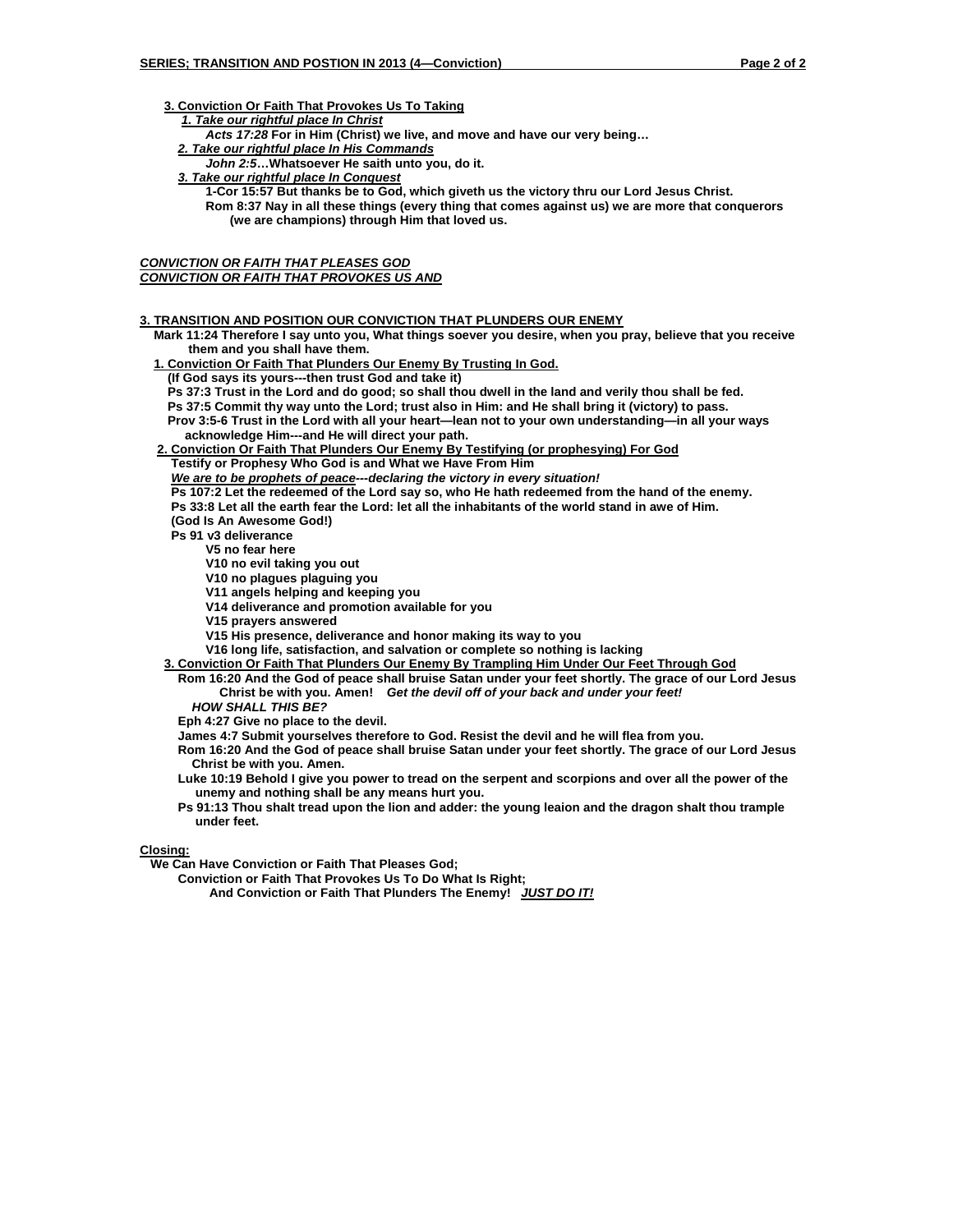**3. Conviction Or Faith That Provokes Us To Taking**

***1. Take our rightful place In Christ***

***Acts 17:28*** **For in Him (Christ) we live, and move and have our very being…**

***2. Take our rightful place In His Commands***

***John 2:5*****…Whatsoever He saith unto you, do it.**

***3. Take our rightful place In Conquest***

**1-Cor 15:57 But thanks be to God, which giveth us the victory thru our Lord Jesus Christ.**

**Rom 8:37 Nay in all these things (every thing that comes against us) we are more that conquerors (we are champions) through Him that loved us.**

***CONVICTION OR FAITH THAT PLEASES GOD***

***CONVICTION OR FAITH THAT PROVOKES US AND***

**3. TRANSITION AND POSITION OUR CONVICTION THAT PLUNDERS OUR ENEMY**

**Mark 11:24 Therefore I say unto you, What things soever you desire, when you pray, believe that you receive them and you shall have them.**

**1. Conviction Or Faith That Plunders Our Enemy By Trusting In God.**

**(If God says its yours---then trust God and take it)**

**Ps 37:3 Trust in the Lord and do good; so shall thou dwell in the land and verily thou shall be fed.**

**Ps 37:5 Commit thy way unto the Lord; trust also in Him: and He shall bring it (victory) to pass.**

**Prov 3:5-6 Trust in the Lord with all your heart—lean not to your own understanding—in all your ways acknowledge Him---and He will direct your path.**

**2. Conviction Or Faith That Plunders Our Enemy By Testifying (or prophesying) For God**

**Testify or Prophesy Who God is and What we Have From Him**

***We are to be prophets of peace---declaring the victory in every situation!***

**Ps 107:2 Let the redeemed of the Lord say so, who He hath redeemed from the hand of the enemy.**

**Ps 33:8 Let all the earth fear the Lord: let all the inhabitants of the world stand in awe of Him.**

**(God Is An Awesome God!)**

**Ps 91 v3 deliverance**

**V5 no fear here**

**V10 no evil taking you out**

**V10 no plagues plaguing you**

**V11 angels helping and keeping you**

**V14 deliverance and promotion available for you**

**V15 prayers answered**

**V15 His presence, deliverance and honor making its way to you**

**V16 long life, satisfaction, and salvation or complete so nothing is lacking**

**3. Conviction Or Faith That Plunders Our Enemy By Trampling Him Under Our Feet Through God**

**Rom 16:20 And the God of peace shall bruise Satan under your feet shortly. The grace of our Lord Jesus Christ be with you. Amen!** ***Get the devil off of your back and under your feet!***

***HOW SHALL THIS BE?***

**Eph 4:27 Give no place to the devil.**

**James 4:7 Submit yourselves therefore to God. Resist the devil and he will flea from you.**

**Rom 16:20 And the God of peace shall bruise Satan under your feet shortly. The grace of our Lord Jesus Christ be with you. Amen.**

**Luke 10:19 Behold I give you power to tread on the serpent and scorpions and over all the power of the unemy and nothing shall be any means hurt you.**

**Ps 91:13 Thou shalt tread upon the lion and adder: the young leaion and the dragon shalt thou trample under feet.**

**Closing:**

**We Can Have Conviction or Faith That Pleases God;**

**Conviction or Faith That Provokes Us To Do What Is Right;**

**And Conviction or Faith That Plunders The Enemy!** ***JUST DO IT!***